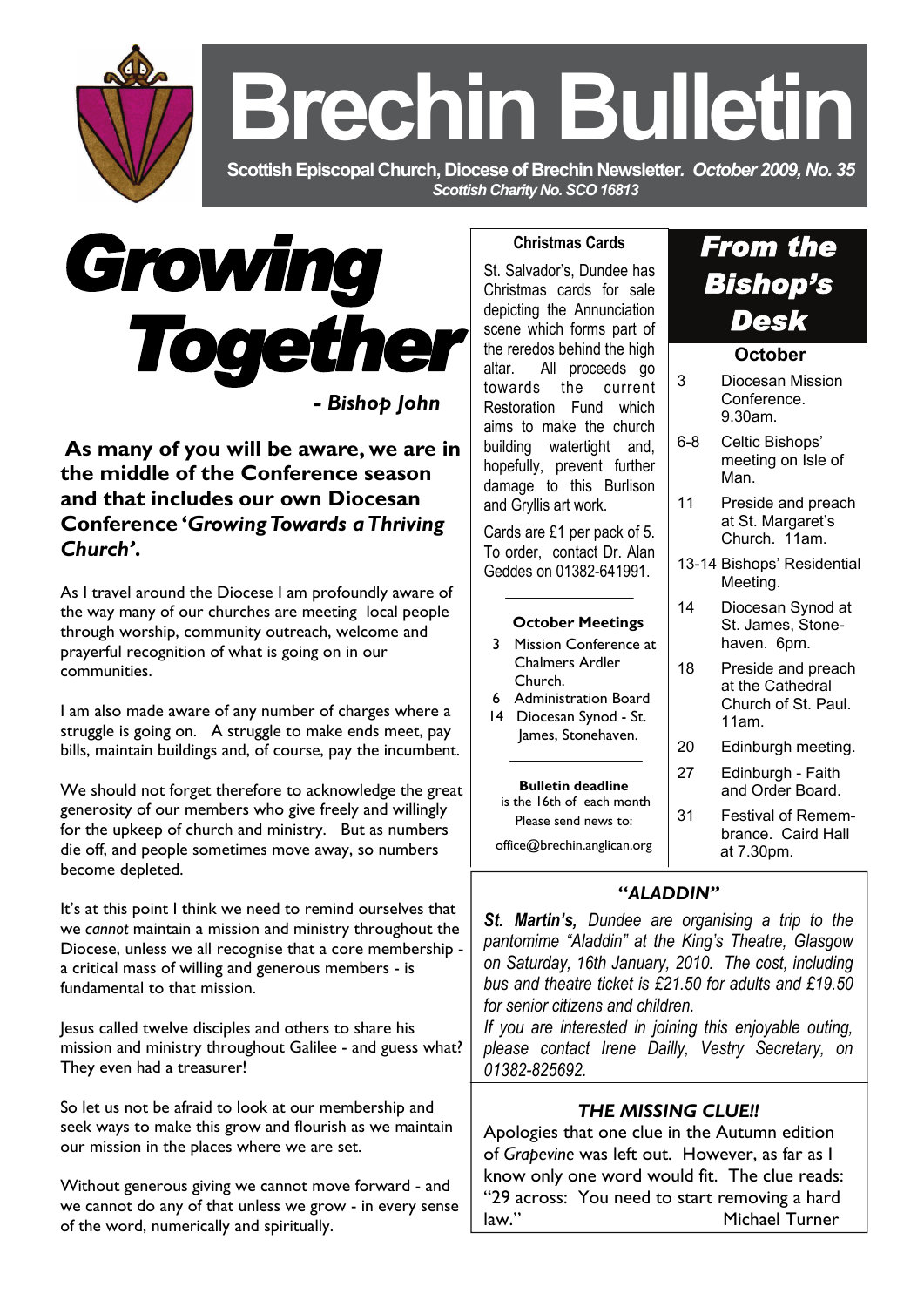# Brechin Bulletin

**Scottish Episcopal Church, Diocese of Brechin Newsletter.** ***October 2009, No. 35***

***Scottish Charity No. SCO 16813***

## Growing Together

***- Bishop John***

**As many of you will be aware, we are in the middle of the Conference season and that includes our own Diocesan Conference '*Growing Towards a Thriving Church'*.**

As I travel around the Diocese I am profoundly aware of the way many of our churches are meeting local people through worship, community outreach, welcome and prayerful recognition of what is going on in our communities.

I am also made aware of any number of charges where a struggle is going on. A struggle to make ends meet, pay bills, maintain buildings and, of course, pay the incumbent.

We should not forget therefore to acknowledge the great generosity of our members who give freely and willingly for the upkeep of church and ministry. But as numbers die off, and people sometimes move away, so numbers become depleted.

It's at this point I think we need to remind ourselves that we *cannot* maintain a mission and ministry throughout the Diocese, unless we all recognise that a core membership - a critical mass of willing and generous members - is fundamental to that mission.

Jesus called twelve disciples and others to share his mission and ministry throughout Galilee - and guess what? They even had a treasurer!

So let us not be afraid to look at our membership and seek ways to make this grow and flourish as we maintain our mission in the places where we are set.

Without generous giving we cannot move forward - and we cannot do any of that unless we grow - in every sense of the word, numerically and spiritually.

### Christmas Cards

St. Salvador's, Dundee has Christmas cards for sale depicting the Annunciation scene which forms part of the reredos behind the high altar. All proceeds go towards the current Restoration Fund which aims to make the church building watertight and, hopefully, prevent further damage to this Burlison and Gryllis art work.

Cards are £1 per pack of 5. To order, contact Dr. Alan Geddes on 01382-641991.

### October Meetings

3 Mission Conference at Chalmers Ardler Church.
6 Administration Board
14 Diocesan Synod - St. James, Stonehaven.

**Bulletin deadline** is the 16th of each month

Please send news to:

office@brechin.anglican.org

## From the Bishop's Desk

### October

| | |
|---|---|
| 3 | Diocesan Mission Conference. 9.30am. |
| 6-8 | Celtic Bishops' meeting on Isle of Man. |
| 11 | Preside and preach at St. Margaret's Church. 11am. |
| 13-14 | Bishops' Residential Meeting. |
| 14 | Diocesan Synod at St. James, Stonehaven. 6pm. |
| 18 | Preside and preach at the Cathedral Church of St. Paul. 11am. |
| 20 | Edinburgh meeting. |
| 27 | Edinburgh - Faith and Order Board. |
| 31 | Festival of Remembrance. Caird Hall at 7.30pm. |

### *"ALADDIN"*

***St. Martin's,*** *Dundee are organising a trip to the pantomime "Aladdin" at the King's Theatre, Glasgow on Saturday, 16th January, 2010. The cost, including bus and theatre ticket is £21.50 for adults and £19.50 for senior citizens and children.*

*If you are interested in joining this enjoyable outing, please contact Irene Dailly, Vestry Secretary, on 01382-825692.*

### *THE MISSING CLUE!!*

Apologies that one clue in the Autumn edition of *Grapevine* was left out. However, as far as I know only one word would fit. The clue reads: "29 across: You need to start removing a hard law."

Michael Turner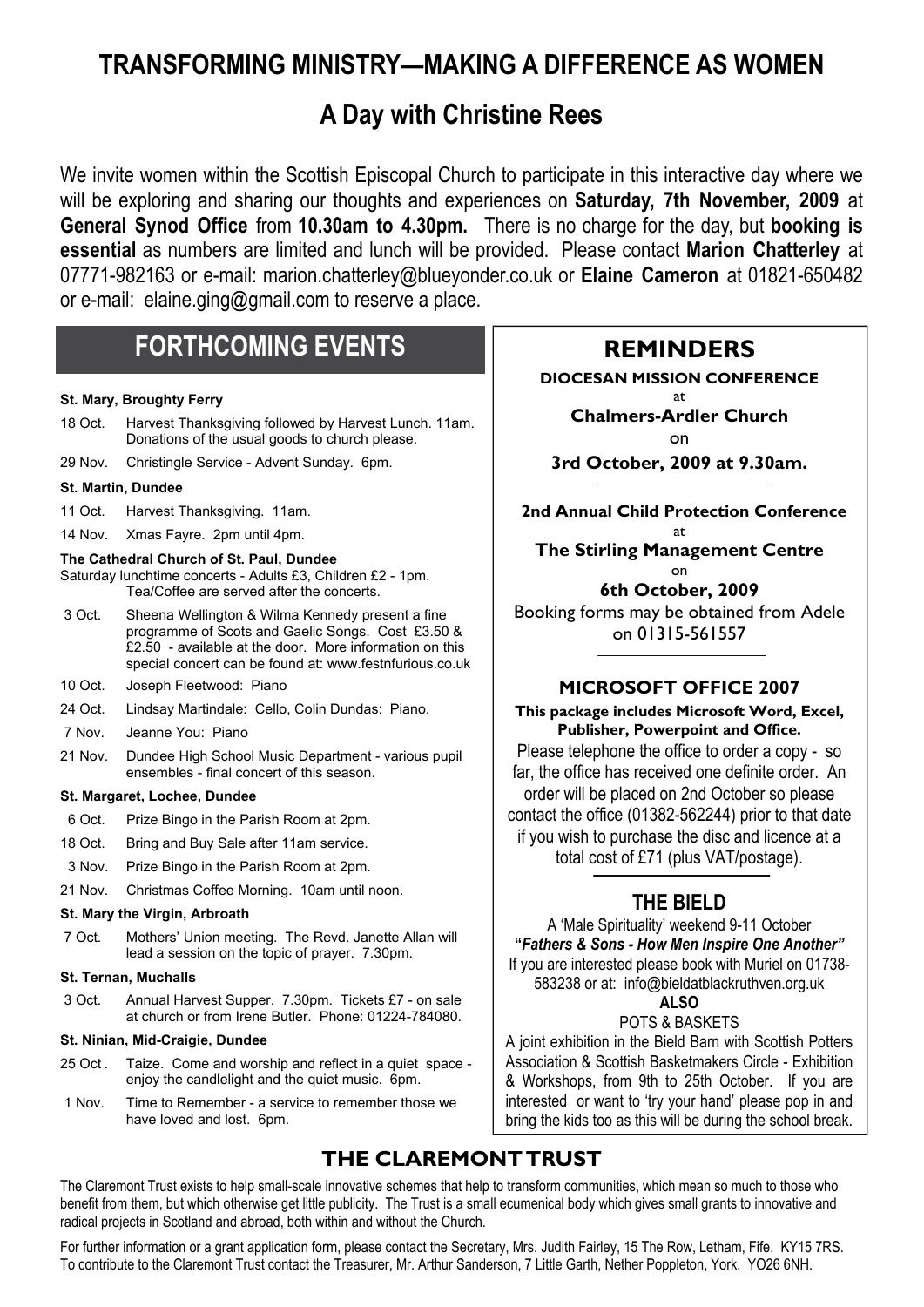# TRANSFORMING MINISTRY—MAKING A DIFFERENCE AS WOMEN

## A Day with Christine Rees

We invite women within the Scottish Episcopal Church to participate in this interactive day where we will be exploring and sharing our thoughts and experiences on **Saturday, 7th November, 2009** at **General Synod Office** from **10.30am to 4.30pm.** There is no charge for the day, but **booking is essential** as numbers are limited and lunch will be provided. Please contact **Marion Chatterley** at 07771-982163 or e-mail: marion.chatterley@blueyonder.co.uk or **Elaine Cameron** at 01821-650482 or e-mail: elaine.ging@gmail.com to reserve a place.

## FORTHCOMING EVENTS

**St. Mary, Broughty Ferry**

- 18 Oct. Harvest Thanksgiving followed by Harvest Lunch. 11am. Donations of the usual goods to church please.
- 29 Nov. Christingle Service - Advent Sunday. 6pm.

**St. Martin, Dundee**

- 11 Oct. Harvest Thanksgiving. 11am.
- 14 Nov. Xmas Fayre. 2pm until 4pm.

**The Cathedral Church of St. Paul, Dundee**

Saturday lunchtime concerts - Adults £3, Children £2 - 1pm. Tea/Coffee are served after the concerts.

- 3 Oct. Sheena Wellington & Wilma Kennedy present a fine programme of Scots and Gaelic Songs. Cost £3.50 & £2.50 - available at the door. More information on this special concert can be found at: www.festnfurious.co.uk
- 10 Oct. Joseph Fleetwood: Piano
- 24 Oct. Lindsay Martindale: Cello, Colin Dundas: Piano.
- 7 Nov. Jeanne You: Piano
- 21 Nov. Dundee High School Music Department - various pupil ensembles - final concert of this season.

**St. Margaret, Lochee, Dundee**

- 6 Oct. Prize Bingo in the Parish Room at 2pm.
- 18 Oct. Bring and Buy Sale after 11am service.
- 3 Nov. Prize Bingo in the Parish Room at 2pm.
- 21 Nov. Christmas Coffee Morning. 10am until noon.

**St. Mary the Virgin, Arbroath**

- 7 Oct. Mothers' Union meeting. The Revd. Janette Allan will lead a session on the topic of prayer. 7.30pm.

**St. Ternan, Muchalls**

- 3 Oct. Annual Harvest Supper. 7.30pm. Tickets £7 - on sale at church or from Irene Butler. Phone: 01224-784080.

**St. Ninian, Mid-Craigie, Dundee**

- 25 Oct. Taize. Come and worship and reflect in a quiet space - enjoy the candlelight and the quiet music. 6pm.
- 1 Nov. Time to Remember - a service to remember those we have loved and lost. 6pm.

## REMINDERS

**DIOCESAN MISSION CONFERENCE**
at
**Chalmers-Ardler Church**
on
**3rd October, 2009 at 9.30am.**

**2nd Annual Child Protection Conference**
at
**The Stirling Management Centre**
on
**6th October, 2009**
Booking forms may be obtained from Adele on 01315-561557

### MICROSOFT OFFICE 2007

**This package includes Microsoft Word, Excel, Publisher, Powerpoint and Office.**

Please telephone the office to order a copy - so far, the office has received one definite order. An order will be placed on 2nd October so please contact the office (01382-562244) prior to that date if you wish to purchase the disc and licence at a total cost of £71 (plus VAT/postage).

### THE BIELD

A 'Male Spirituality' weekend 9-11 October
**"*Fathers & Sons - How Men Inspire One Another*"**
If you are interested please book with Muriel on 01738-583238 or at: info@bieldatblackruthven.org.uk

**ALSO**

POTS & BASKETS

A joint exhibition in the Bield Barn with Scottish Potters Association & Scottish Basketmakers Circle - Exhibition & Workshops, from 9th to 25th October. If you are interested or want to 'try your hand' please pop in and bring the kids too as this will be during the school break.

## THE CLAREMONT TRUST

The Claremont Trust exists to help small-scale innovative schemes that help to transform communities, which mean so much to those who benefit from them, but which otherwise get little publicity. The Trust is a small ecumenical body which gives small grants to innovative and radical projects in Scotland and abroad, both within and without the Church.

For further information or a grant application form, please contact the Secretary, Mrs. Judith Fairley, 15 The Row, Letham, Fife. KY15 7RS. To contribute to the Claremont Trust contact the Treasurer, Mr. Arthur Sanderson, 7 Little Garth, Nether Poppleton, York. YO26 6NH.